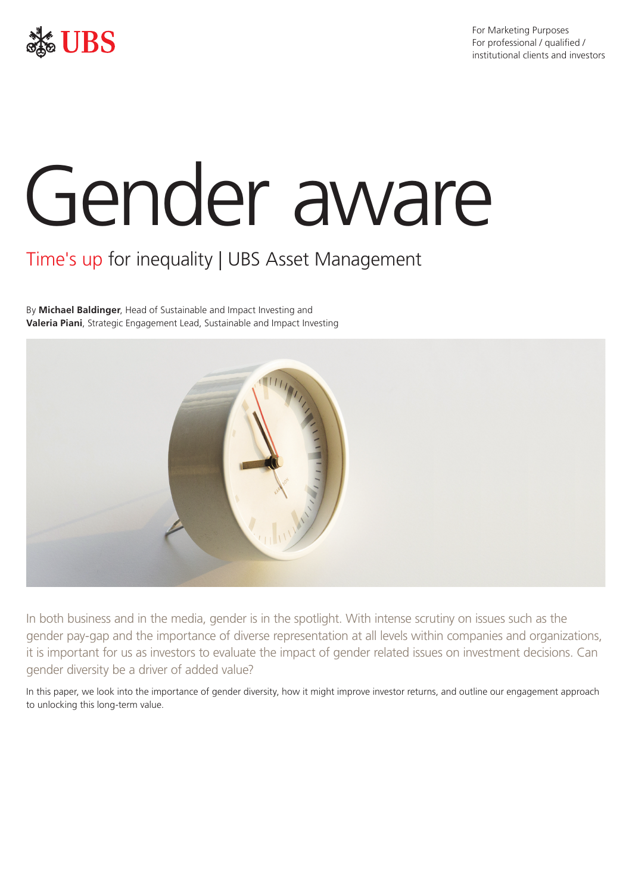UBS

For Marketing Purposes
For professional / qualified / institutional clients and investors

# Gender aware

## Time's up for inequality | UBS Asset Management

By **Michael Baldinger**, Head of Sustainable and Impact Investing and **Valeria Piani**, Strategic Engagement Lead, Sustainable and Impact Investing

In both business and in the media, gender is in the spotlight. With intense scrutiny on issues such as the gender pay-gap and the importance of diverse representation at all levels within companies and organizations, it is important for us as investors to evaluate the impact of gender related issues on investment decisions. Can gender diversity be a driver of added value?

In this paper, we look into the importance of gender diversity, how it might improve investor returns, and outline our engagement approach to unlocking this long-term value.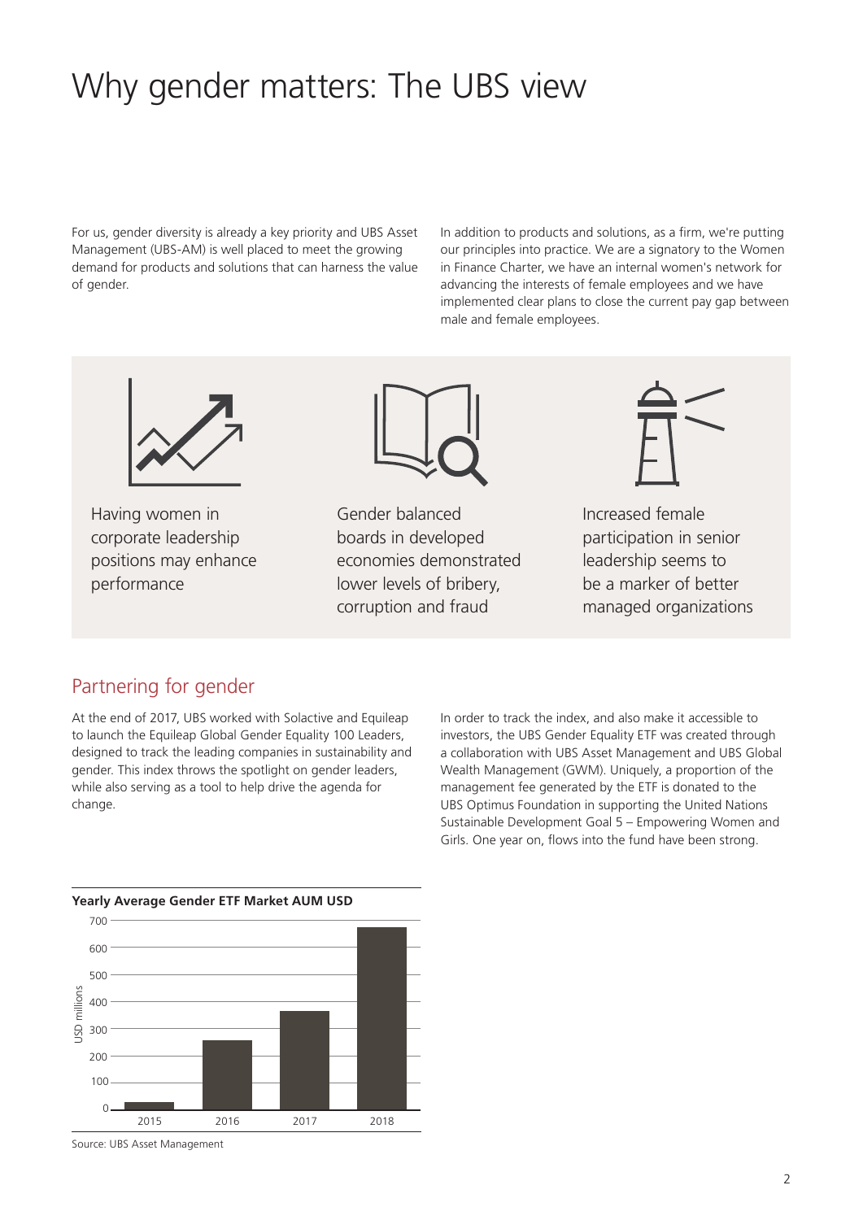# Why gender matters: The UBS view

For us, gender diversity is already a key priority and UBS Asset Management (UBS-AM) is well placed to meet the growing demand for products and solutions that can harness the value of gender.

In addition to products and solutions, as a firm, we're putting our principles into practice. We are a signatory to the Women in Finance Charter, we have an internal women's network for advancing the interests of female employees and we have implemented clear plans to close the current pay gap between male and female employees.

Having women in corporate leadership positions may enhance performance

Gender balanced boards in developed economies demonstrated lower levels of bribery, corruption and fraud

Increased female participation in senior leadership seems to be a marker of better managed organizations

## Partnering for gender

At the end of 2017, UBS worked with Solactive and Equileap to launch the Equileap Global Gender Equality 100 Leaders, designed to track the leading companies in sustainability and gender. This index throws the spotlight on gender leaders, while also serving as a tool to help drive the agenda for change.

In order to track the index, and also make it accessible to investors, the UBS Gender Equality ETF was created through a collaboration with UBS Asset Management and UBS Global Wealth Management (GWM). Uniquely, a proportion of the management fee generated by the ETF is donated to the UBS Optimus Foundation in supporting the United Nations Sustainable Development Goal 5 – Empowering Women and Girls. One year on, flows into the fund have been strong.

**Yearly Average Gender ETF Market AUM USD**

USD millions

| Year | AUM (USD millions, approx.) |
| --- | --- |
| 2015 | ~30 |
| 2016 | ~260 |
| 2017 | ~370 |
| 2018 | ~680 |

Source: UBS Asset Management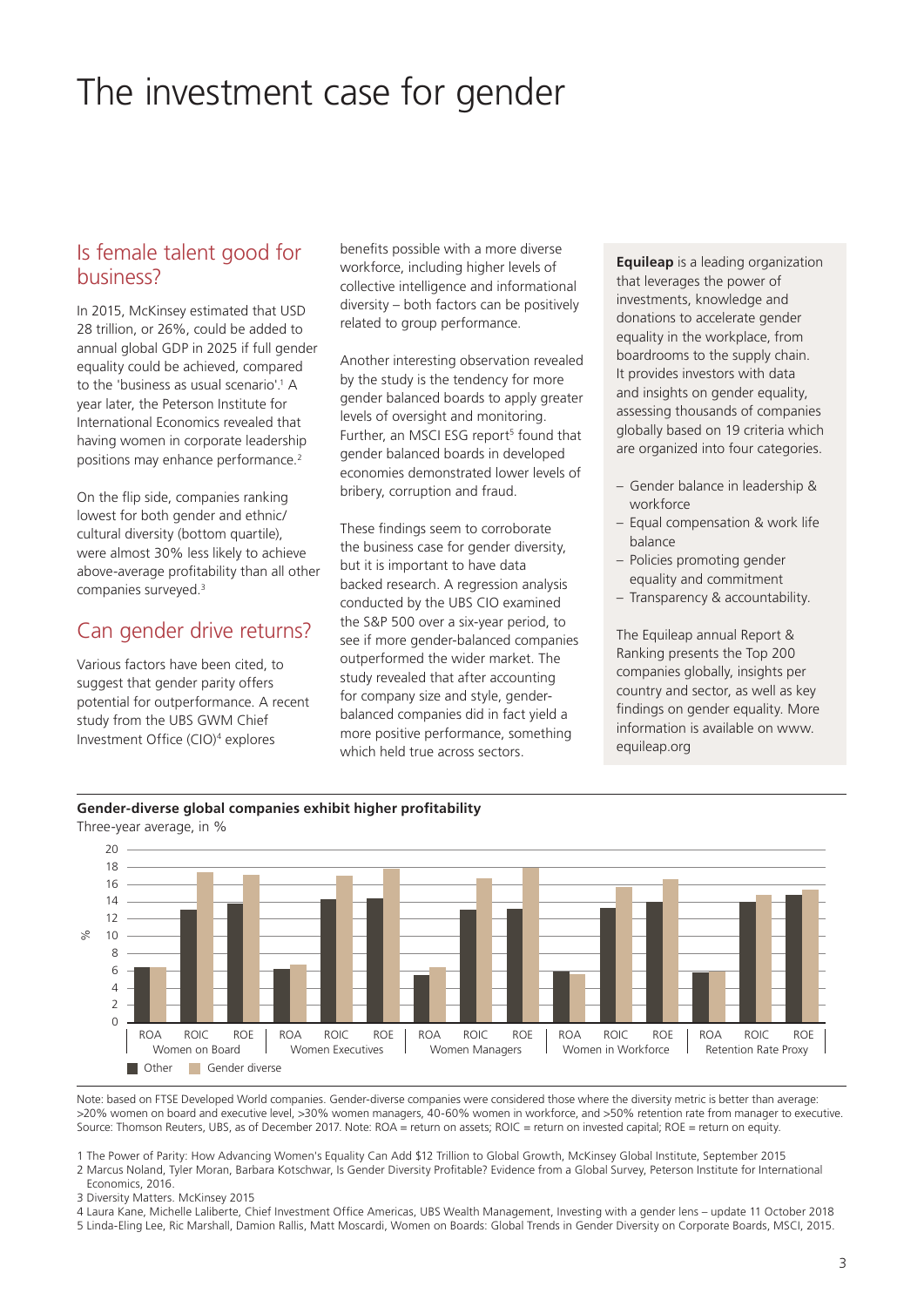# The investment case for gender

## Is female talent good for business?

In 2015, McKinsey estimated that USD 28 trillion, or 26%, could be added to annual global GDP in 2025 if full gender equality could be achieved, compared to the 'business as usual scenario'.[1] A year later, the Peterson Institute for International Economics revealed that having women in corporate leadership positions may enhance performance.[2]

On the flip side, companies ranking lowest for both gender and ethnic/cultural diversity (bottom quartile), were almost 30% less likely to achieve above-average profitability than all other companies surveyed.[3]

## Can gender drive returns?

Various factors have been cited, to suggest that gender parity offers potential for outperformance. A recent study from the UBS GWM Chief Investment Office (CIO)[4] explores benefits possible with a more diverse workforce, including higher levels of collective intelligence and informational diversity – both factors can be positively related to group performance.

Another interesting observation revealed by the study is the tendency for more gender balanced boards to apply greater levels of oversight and monitoring. Further, an MSCI ESG report[5] found that gender balanced boards in developed economies demonstrated lower levels of bribery, corruption and fraud.

These findings seem to corroborate the business case for gender diversity, but it is important to have data backed research. A regression analysis conducted by the UBS CIO examined the S&P 500 over a six-year period, to see if more gender-balanced companies outperformed the wider market. The study revealed that after accounting for company size and style, gender-balanced companies did in fact yield a more positive performance, something which held true across sectors.

**Equileap** is a leading organization that leverages the power of investments, knowledge and donations to accelerate gender equality in the workplace, from boardrooms to the supply chain. It provides investors with data and insights on gender equality, assessing thousands of companies globally based on 19 criteria which are organized into four categories.

- Gender balance in leadership & workforce
- Equal compensation & work life balance
- Policies promoting gender equality and commitment
- Transparency & accountability.

The Equileap annual Report & Ranking presents the Top 200 companies globally, insights per country and sector, as well as key findings on gender equality. More information is available on www.equileap.org

**Gender-diverse global companies exhibit higher profitability**

Three-year average, in %

| | | Other | Gender diverse |
|---|---|---|---|
| Women on Board | ROA | 6.5 | 6.5 |
| | ROIC | 13.1 | 17.5 |
| | ROE | 13.8 | 17.2 |
| Women Executives | ROA | 6.2 | 6.7 |
| | ROIC | 14.3 | 17.1 |
| | ROE | 14.4 | 17.9 |
| Women Managers | ROA | 5.5 | 6.4 |
| | ROIC | 13.1 | 16.8 |
| | ROE | 13.2 | 18.0 |
| Women in Workforce | ROA | 5.9 | 5.6 |
| | ROIC | 13.3 | 15.7 |
| | ROE | 14.0 | 16.6 |
| Retention Rate Proxy | ROA | 5.8 | 5.9 |
| | ROIC | 14.0 | 14.8 |
| | ROE | 14.8 | 15.4 |

Note: based on FTSE Developed World companies. Gender-diverse companies were considered those where the diversity metric is better than average: >20% women on board and executive level, >30% women managers, 40-60% women in workforce, and >50% retention rate from manager to executive.
Source: Thomson Reuters, UBS, as of December 2017. Note: ROA = return on assets; ROIC = return on invested capital; ROE = return on equity.

1 The Power of Parity: How Advancing Women's Equality Can Add $12 Trillion to Global Growth, McKinsey Global Institute, September 2015
2 Marcus Noland, Tyler Moran, Barbara Kotschwar, Is Gender Diversity Profitable? Evidence from a Global Survey, Peterson Institute for International Economics, 2016.
3 Diversity Matters. McKinsey 2015
4 Laura Kane, Michelle Laliberte, Chief Investment Office Americas, UBS Wealth Management, Investing with a gender lens – update 11 October 2018
5 Linda-Eling Lee, Ric Marshall, Damion Rallis, Matt Moscardi, Women on Boards: Global Trends in Gender Diversity on Corporate Boards, MSCI, 2015.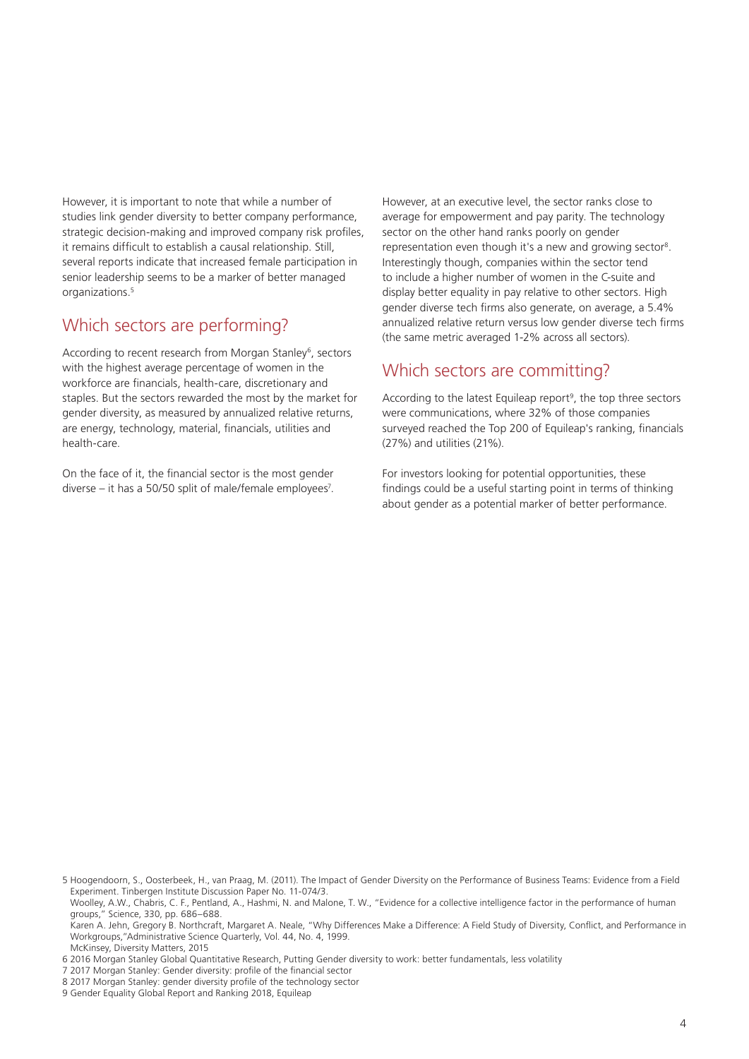However, it is important to note that while a number of studies link gender diversity to better company performance, strategic decision-making and improved company risk profiles, it remains difficult to establish a causal relationship. Still, several reports indicate that increased female participation in senior leadership seems to be a marker of better managed organizations.[5]

## Which sectors are performing?

According to recent research from Morgan Stanley[6], sectors with the highest average percentage of women in the workforce are financials, health-care, discretionary and staples. But the sectors rewarded the most by the market for gender diversity, as measured by annualized relative returns, are energy, technology, material, financials, utilities and health-care.

On the face of it, the financial sector is the most gender diverse – it has a 50/50 split of male/female employees[7]. However, at an executive level, the sector ranks close to average for empowerment and pay parity. The technology sector on the other hand ranks poorly on gender representation even though it's a new and growing sector[8]. Interestingly though, companies within the sector tend to include a higher number of women in the C-suite and display better equality in pay relative to other sectors. High gender diverse tech firms also generate, on average, a 5.4% annualized relative return versus low gender diverse tech firms (the same metric averaged 1-2% across all sectors).

## Which sectors are committing?

According to the latest Equileap report[9], the top three sectors were communications, where 32% of those companies surveyed reached the Top 200 of Equileap's ranking, financials (27%) and utilities (21%).

For investors looking for potential opportunities, these findings could be a useful starting point in terms of thinking about gender as a potential marker of better performance.

5 Hoogendoorn, S., Oosterbeek, H., van Praag, M. (2011). The Impact of Gender Diversity on the Performance of Business Teams: Evidence from a Field Experiment. Tinbergen Institute Discussion Paper No. 11-074/3.
Woolley, A.W., Chabris, C. F., Pentland, A., Hashmi, N. and Malone, T. W., "Evidence for a collective intelligence factor in the performance of human groups," Science, 330, pp. 686–688.
Karen A. Jehn, Gregory B. Northcraft, Margaret A. Neale, "Why Differences Make a Difference: A Field Study of Diversity, Conflict, and Performance in Workgroups,"Administrative Science Quarterly, Vol. 44, No. 4, 1999.
McKinsey, Diversity Matters, 2015

6 2016 Morgan Stanley Global Quantitative Research, Putting Gender diversity to work: better fundamentals, less volatility

7 2017 Morgan Stanley: Gender diversity: profile of the financial sector

8 2017 Morgan Stanley: gender diversity profile of the technology sector

9 Gender Equality Global Report and Ranking 2018, Equileap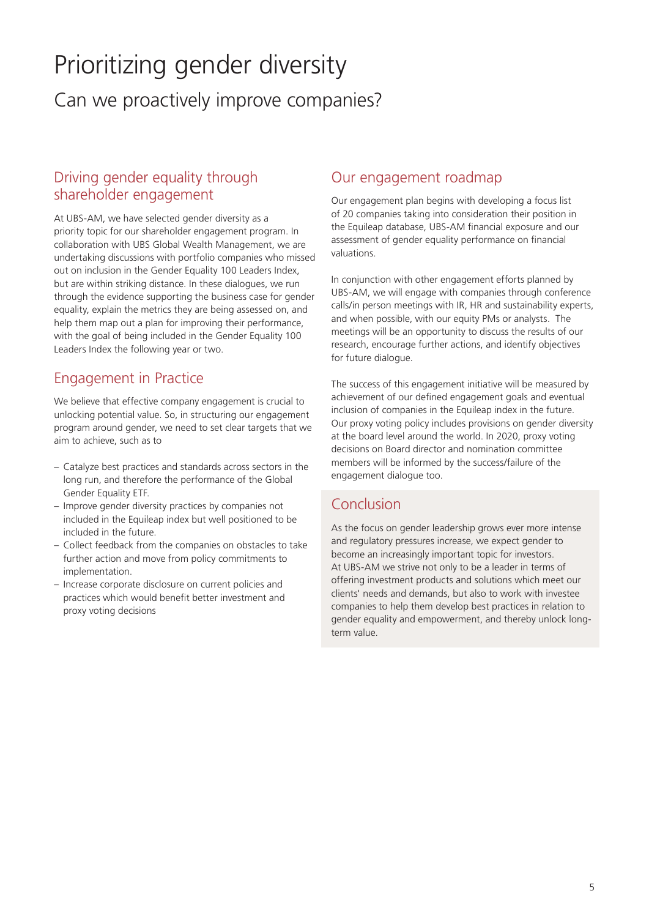# Prioritizing gender diversity

## Can we proactively improve companies?

### Driving gender equality through shareholder engagement

At UBS-AM, we have selected gender diversity as a priority topic for our shareholder engagement program. In collaboration with UBS Global Wealth Management, we are undertaking discussions with portfolio companies who missed out on inclusion in the Gender Equality 100 Leaders Index, but are within striking distance. In these dialogues, we run through the evidence supporting the business case for gender equality, explain the metrics they are being assessed on, and help them map out a plan for improving their performance, with the goal of being included in the Gender Equality 100 Leaders Index the following year or two.

### Engagement in Practice

We believe that effective company engagement is crucial to unlocking potential value. So, in structuring our engagement program around gender, we need to set clear targets that we aim to achieve, such as to

- Catalyze best practices and standards across sectors in the long run, and therefore the performance of the Global Gender Equality ETF.
- Improve gender diversity practices by companies not included in the Equileap index but well positioned to be included in the future.
- Collect feedback from the companies on obstacles to take further action and move from policy commitments to implementation.
- Increase corporate disclosure on current policies and practices which would benefit better investment and proxy voting decisions

### Our engagement roadmap

Our engagement plan begins with developing a focus list of 20 companies taking into consideration their position in the Equileap database, UBS-AM financial exposure and our assessment of gender equality performance on financial valuations.

In conjunction with other engagement efforts planned by UBS-AM, we will engage with companies through conference calls/in person meetings with IR, HR and sustainability experts, and when possible, with our equity PMs or analysts. The meetings will be an opportunity to discuss the results of our research, encourage further actions, and identify objectives for future dialogue.

The success of this engagement initiative will be measured by achievement of our defined engagement goals and eventual inclusion of companies in the Equileap index in the future. Our proxy voting policy includes provisions on gender diversity at the board level around the world. In 2020, proxy voting decisions on Board director and nomination committee members will be informed by the success/failure of the engagement dialogue too.

### Conclusion

As the focus on gender leadership grows ever more intense and regulatory pressures increase, we expect gender to become an increasingly important topic for investors. At UBS-AM we strive not only to be a leader in terms of offering investment products and solutions which meet our clients' needs and demands, but also to work with investee companies to help them develop best practices in relation to gender equality and empowerment, and thereby unlock long-term value.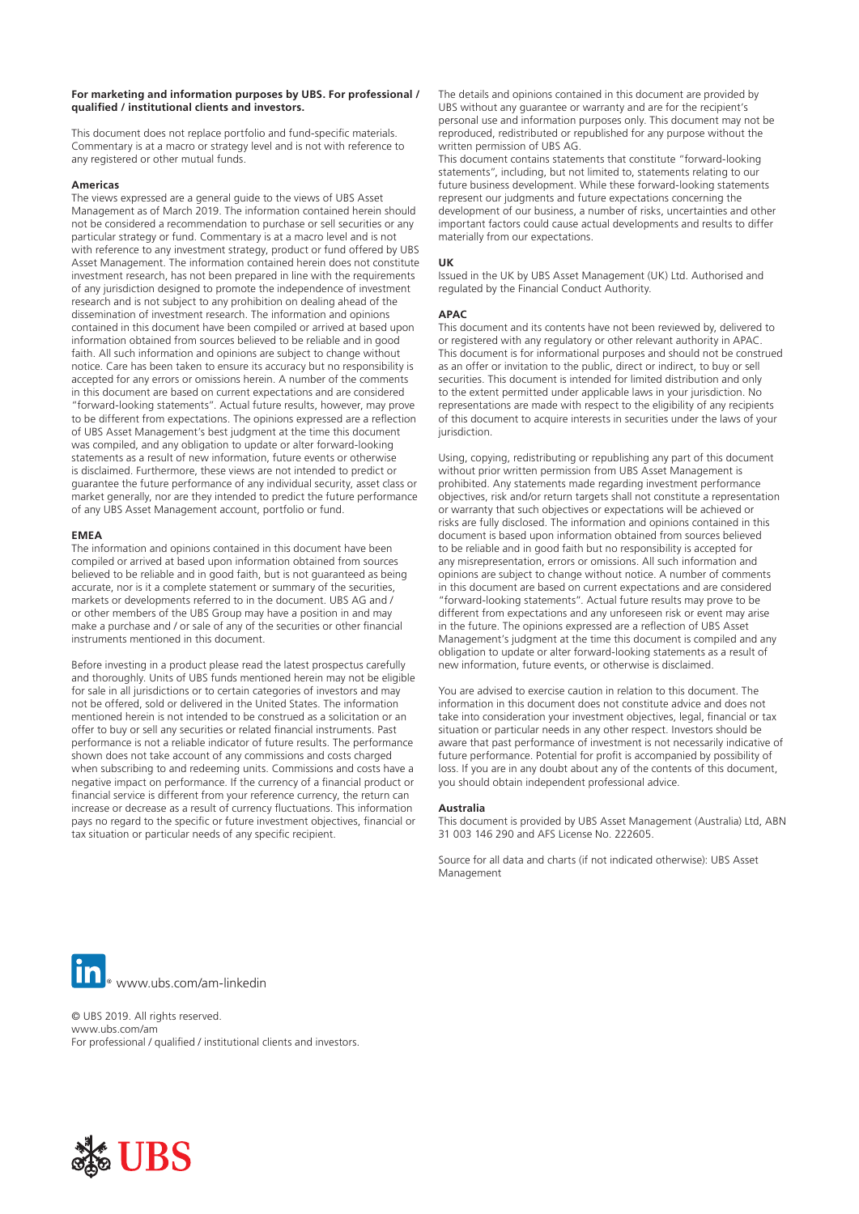**For marketing and information purposes by UBS. For professional / qualified / institutional clients and investors.**

This document does not replace portfolio and fund-specific materials. Commentary is at a macro or strategy level and is not with reference to any registered or other mutual funds.

**Americas**

The views expressed are a general guide to the views of UBS Asset Management as of March 2019. The information contained herein should not be considered a recommendation to purchase or sell securities or any particular strategy or fund. Commentary is at a macro level and is not with reference to any investment strategy, product or fund offered by UBS Asset Management. The information contained herein does not constitute investment research, has not been prepared in line with the requirements of any jurisdiction designed to promote the independence of investment research and is not subject to any prohibition on dealing ahead of the dissemination of investment research. The information and opinions contained in this document have been compiled or arrived at based upon information obtained from sources believed to be reliable and in good faith. All such information and opinions are subject to change without notice. Care has been taken to ensure its accuracy but no responsibility is accepted for any errors or omissions herein. A number of the comments in this document are based on current expectations and are considered "forward-looking statements". Actual future results, however, may prove to be different from expectations. The opinions expressed are a reflection of UBS Asset Management's best judgment at the time this document was compiled, and any obligation to update or alter forward-looking statements as a result of new information, future events or otherwise is disclaimed. Furthermore, these views are not intended to predict or guarantee the future performance of any individual security, asset class or market generally, nor are they intended to predict the future performance of any UBS Asset Management account, portfolio or fund.

**EMEA**

The information and opinions contained in this document have been compiled or arrived at based upon information obtained from sources believed to be reliable and in good faith, but is not guaranteed as being accurate, nor is it a complete statement or summary of the securities, markets or developments referred to in the document. UBS AG and / or other members of the UBS Group may have a position in and may make a purchase and / or sale of any of the securities or other financial instruments mentioned in this document.

Before investing in a product please read the latest prospectus carefully and thoroughly. Units of UBS funds mentioned herein may not be eligible for sale in all jurisdictions or to certain categories of investors and may not be offered, sold or delivered in the United States. The information mentioned herein is not intended to be construed as a solicitation or an offer to buy or sell any securities or related financial instruments. Past performance is not a reliable indicator of future results. The performance shown does not take account of any commissions and costs charged when subscribing to and redeeming units. Commissions and costs have a negative impact on performance. If the currency of a financial product or financial service is different from your reference currency, the return can increase or decrease as a result of currency fluctuations. This information pays no regard to the specific or future investment objectives, financial or tax situation or particular needs of any specific recipient.

The details and opinions contained in this document are provided by UBS without any guarantee or warranty and are for the recipient's personal use and information purposes only. This document may not be reproduced, redistributed or republished for any purpose without the written permission of UBS AG.
This document contains statements that constitute "forward-looking statements", including, but not limited to, statements relating to our future business development. While these forward-looking statements represent our judgments and future expectations concerning the development of our business, a number of risks, uncertainties and other important factors could cause actual developments and results to differ materially from our expectations.

**UK**

Issued in the UK by UBS Asset Management (UK) Ltd. Authorised and regulated by the Financial Conduct Authority.

**APAC**

This document and its contents have not been reviewed by, delivered to or registered with any regulatory or other relevant authority in APAC. This document is for informational purposes and should not be construed as an offer or invitation to the public, direct or indirect, to buy or sell securities. This document is intended for limited distribution and only to the extent permitted under applicable laws in your jurisdiction. No representations are made with respect to the eligibility of any recipients of this document to acquire interests in securities under the laws of your jurisdiction.

Using, copying, redistributing or republishing any part of this document without prior written permission from UBS Asset Management is prohibited. Any statements made regarding investment performance objectives, risk and/or return targets shall not constitute a representation or warranty that such objectives or expectations will be achieved or risks are fully disclosed. The information and opinions contained in this document is based upon information obtained from sources believed to be reliable and in good faith but no responsibility is accepted for any misrepresentation, errors or omissions. All such information and opinions are subject to change without notice. A number of comments in this document are based on current expectations and are considered "forward-looking statements". Actual future results may prove to be different from expectations and any unforeseen risk or event may arise in the future. The opinions expressed are a reflection of UBS Asset Management's judgment at the time this document is compiled and any obligation to update or alter forward-looking statements as a result of new information, future events, or otherwise is disclaimed.

You are advised to exercise caution in relation to this document. The information in this document does not constitute advice and does not take into consideration your investment objectives, legal, financial or tax situation or particular needs in any other respect. Investors should be aware that past performance of investment is not necessarily indicative of future performance. Potential for profit is accompanied by possibility of loss. If you are in any doubt about any of the contents of this document, you should obtain independent professional advice.

**Australia**

This document is provided by UBS Asset Management (Australia) Ltd, ABN 31 003 146 290 and AFS License No. 222605.

Source for all data and charts (if not indicated otherwise): UBS Asset Management

www.ubs.com/am-linkedin

© UBS 2019. All rights reserved.
www.ubs.com/am
For professional / qualified / institutional clients and investors.

UBS